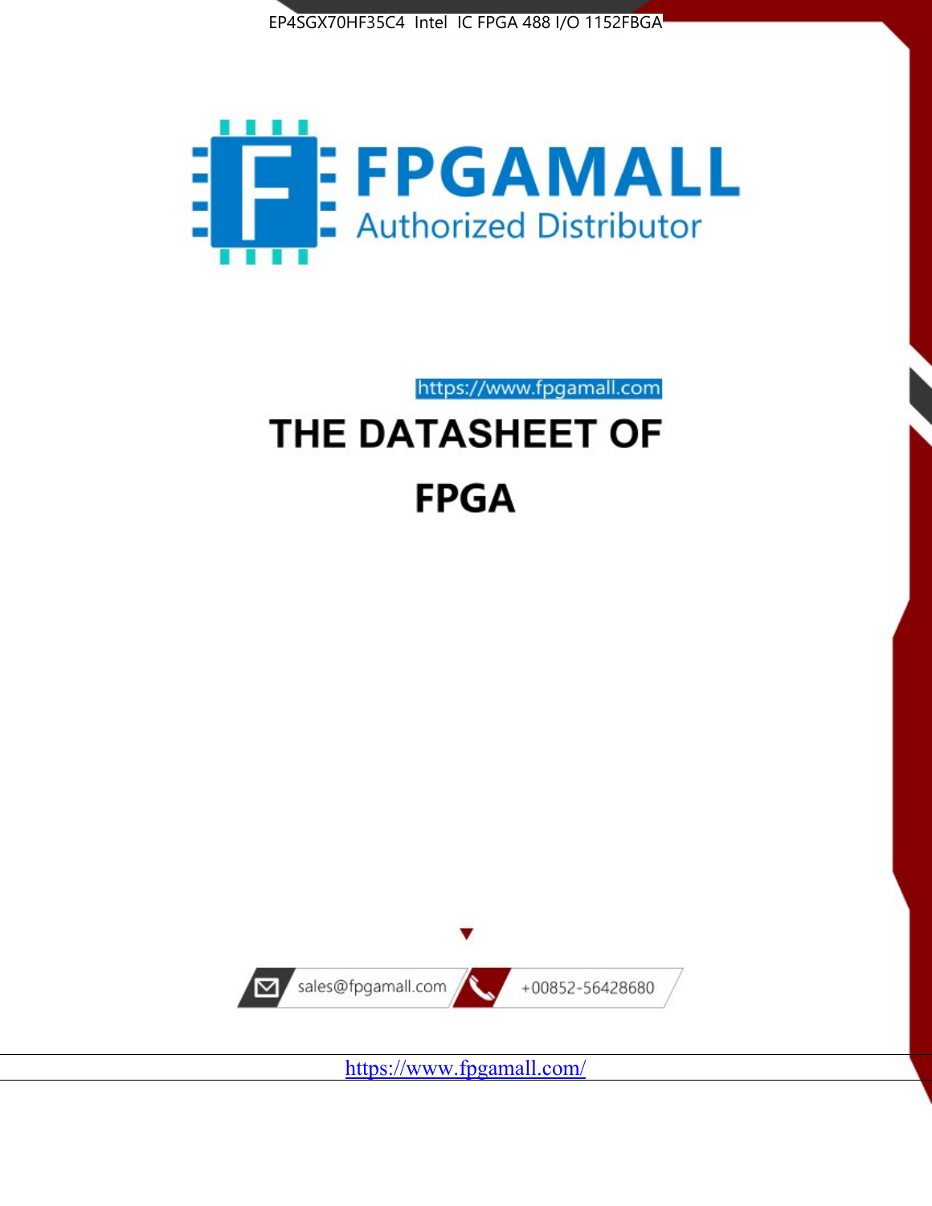EP4SGX70HF35C4 Intel IC FPGA 488 I/O 1152FBGA

FPGAMALL

Authorized Distributor

https://www.fpgamall.com

# THE DATASHEET OF

# FPGA

sales@fpgamall.com

+00852-56428680

https://www.fpgamall.com/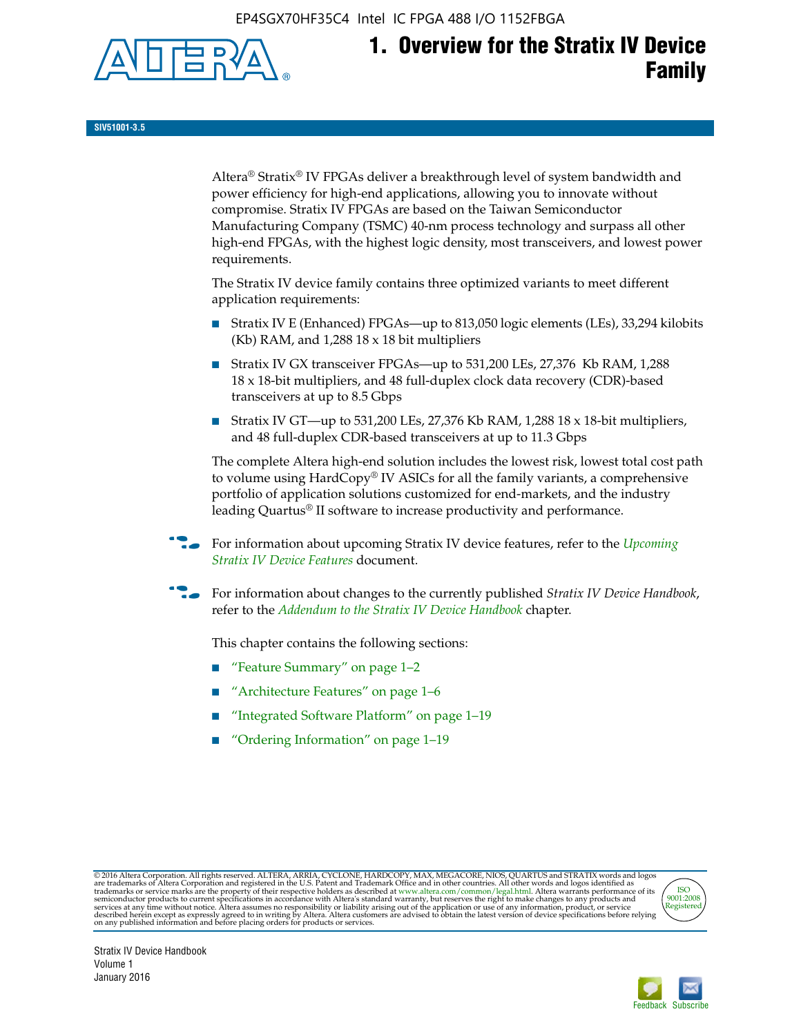# 1. Overview for the Stratix IV Device Family

SIV51001-3.5

Altera® Stratix® IV FPGAs deliver a breakthrough level of system bandwidth and power efficiency for high-end applications, allowing you to innovate without compromise. Stratix IV FPGAs are based on the Taiwan Semiconductor Manufacturing Company (TSMC) 40-nm process technology and surpass all other high-end FPGAs, with the highest logic density, most transceivers, and lowest power requirements.

The Stratix IV device family contains three optimized variants to meet different application requirements:

- Stratix IV E (Enhanced) FPGAs—up to 813,050 logic elements (LEs), 33,294 kilobits (Kb) RAM, and 1,288 18 x 18 bit multipliers
- Stratix IV GX transceiver FPGAs—up to 531,200 LEs, 27,376 Kb RAM, 1,288 18 x 18-bit multipliers, and 48 full-duplex clock data recovery (CDR)-based transceivers at up to 8.5 Gbps
- Stratix IV GT—up to 531,200 LEs, 27,376 Kb RAM, 1,288 18 x 18-bit multipliers, and 48 full-duplex CDR-based transceivers at up to 11.3 Gbps

The complete Altera high-end solution includes the lowest risk, lowest total cost path to volume using HardCopy® IV ASICs for all the family variants, a comprehensive portfolio of application solutions customized for end-markets, and the industry leading Quartus® II software to increase productivity and performance.

For information about upcoming Stratix IV device features, refer to the *Upcoming Stratix IV Device Features* document.

For information about changes to the currently published *Stratix IV Device Handbook*, refer to the *Addendum to the Stratix IV Device Handbook* chapter.

This chapter contains the following sections:

- "Feature Summary" on page 1–2
- "Architecture Features" on page 1–6
- "Integrated Software Platform" on page 1–19
- "Ordering Information" on page 1–19

© 2016 Altera Corporation. All rights reserved. ALTERA, ARRIA, CYCLONE, HARDCOPY, MAX, MEGACORE, NIOS, QUARTUS and STRATIX words and logos are trademarks of Altera Corporation and registered in the U.S. Patent and Trademark Office and in other countries. All other words and logos identified as trademarks or service marks are the property of their respective holders as described at www.altera.com/common/legal.html. Altera warrants performance of its semiconductor products to current specifications in accordance with Altera's standard warranty, but reserves the right to make changes to any products and services at any time without notice. Altera assumes no responsibility or liability arising out of the application or use of any information, product, or service described herein except as expressly agreed to in writing by Altera. Altera customers are advised to obtain the latest version of device specifications before relying on any published information and before placing orders for products or services.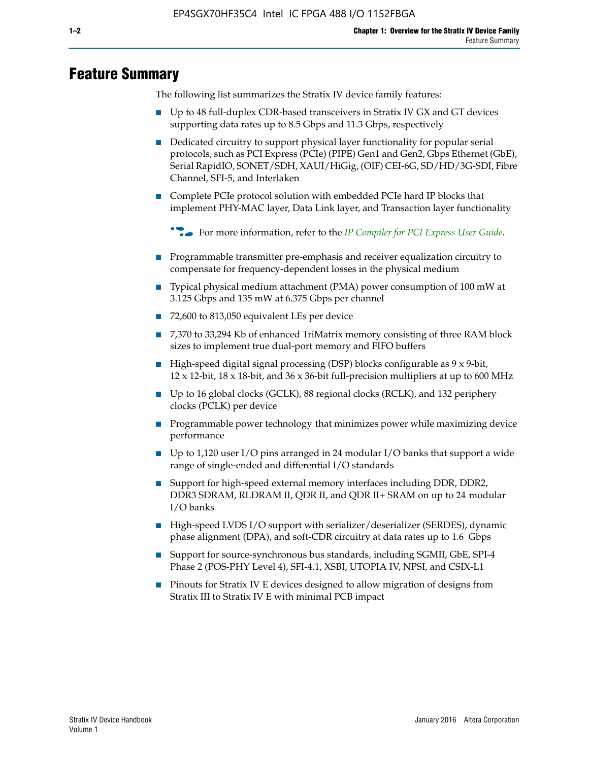# Feature Summary

The following list summarizes the Stratix IV device family features:

- Up to 48 full-duplex CDR-based transceivers in Stratix IV GX and GT devices supporting data rates up to 8.5 Gbps and 11.3 Gbps, respectively
- Dedicated circuitry to support physical layer functionality for popular serial protocols, such as PCI Express (PCIe) (PIPE) Gen1 and Gen2, Gbps Ethernet (GbE), Serial RapidIO, SONET/SDH, XAUI/HiGig, (OIF) CEI-6G, SD/HD/3G-SDI, Fibre Channel, SFI-5, and Interlaken
- Complete PCIe protocol solution with embedded PCIe hard IP blocks that implement PHY-MAC layer, Data Link layer, and Transaction layer functionality

  For more information, refer to the *IP Compiler for PCI Express User Guide*.

- Programmable transmitter pre-emphasis and receiver equalization circuitry to compensate for frequency-dependent losses in the physical medium
- Typical physical medium attachment (PMA) power consumption of 100 mW at 3.125 Gbps and 135 mW at 6.375 Gbps per channel
- 72,600 to 813,050 equivalent LEs per device
- 7,370 to 33,294 Kb of enhanced TriMatrix memory consisting of three RAM block sizes to implement true dual-port memory and FIFO buffers
- High-speed digital signal processing (DSP) blocks configurable as 9 x 9-bit, 12 x 12-bit, 18 x 18-bit, and 36 x 36-bit full-precision multipliers at up to 600 MHz
- Up to 16 global clocks (GCLK), 88 regional clocks (RCLK), and 132 periphery clocks (PCLK) per device
- Programmable power technology that minimizes power while maximizing device performance
- Up to 1,120 user I/O pins arranged in 24 modular I/O banks that support a wide range of single-ended and differential I/O standards
- Support for high-speed external memory interfaces including DDR, DDR2, DDR3 SDRAM, RLDRAM II, QDR II, and QDR II+ SRAM on up to 24 modular I/O banks
- High-speed LVDS I/O support with serializer/deserializer (SERDES), dynamic phase alignment (DPA), and soft-CDR circuitry at data rates up to 1.6 Gbps
- Support for source-synchronous bus standards, including SGMII, GbE, SPI-4 Phase 2 (POS-PHY Level 4), SFI-4.1, XSBI, UTOPIA IV, NPSI, and CSIX-L1
- Pinouts for Stratix IV E devices designed to allow migration of designs from Stratix III to Stratix IV E with minimal PCB impact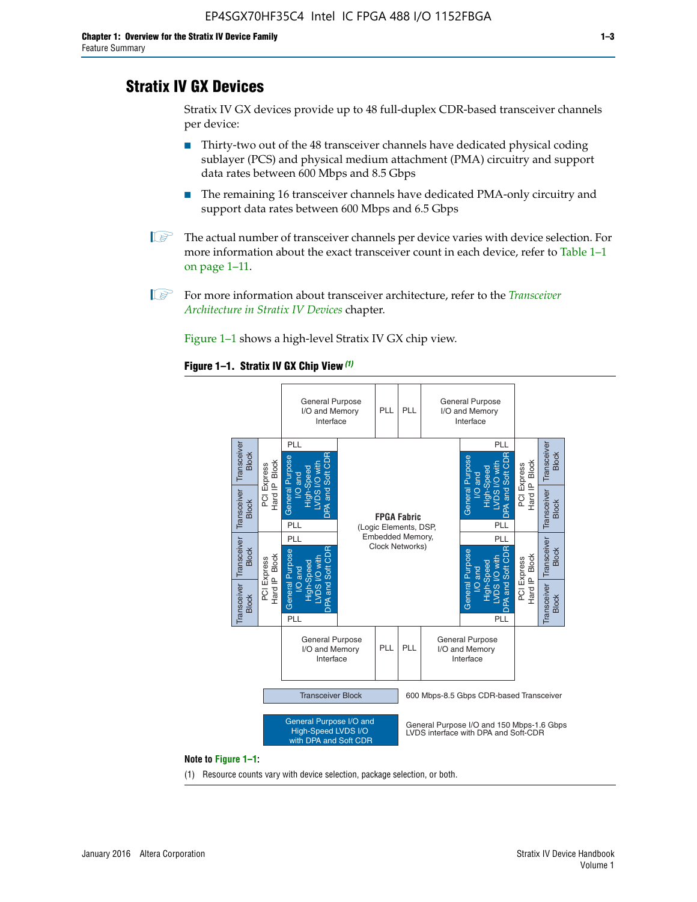## Stratix IV GX Devices

Stratix IV GX devices provide up to 48 full-duplex CDR-based transceiver channels per device:

- Thirty-two out of the 48 transceiver channels have dedicated physical coding sublayer (PCS) and physical medium attachment (PMA) circuitry and support data rates between 600 Mbps and 8.5 Gbps
- The remaining 16 transceiver channels have dedicated PMA-only circuitry and support data rates between 600 Mbps and 6.5 Gbps

The actual number of transceiver channels per device varies with device selection. For more information about the exact transceiver count in each device, refer to Table 1–1 on page 1–11.

For more information about transceiver architecture, refer to the *Transceiver Architecture in Stratix IV Devices* chapter.

Figure 1–1 shows a high-level Stratix IV GX chip view.

**Figure 1–1. Stratix IV GX Chip View** *(1)*

**Note to Figure 1–1:**

(1) Resource counts vary with device selection, package selection, or both.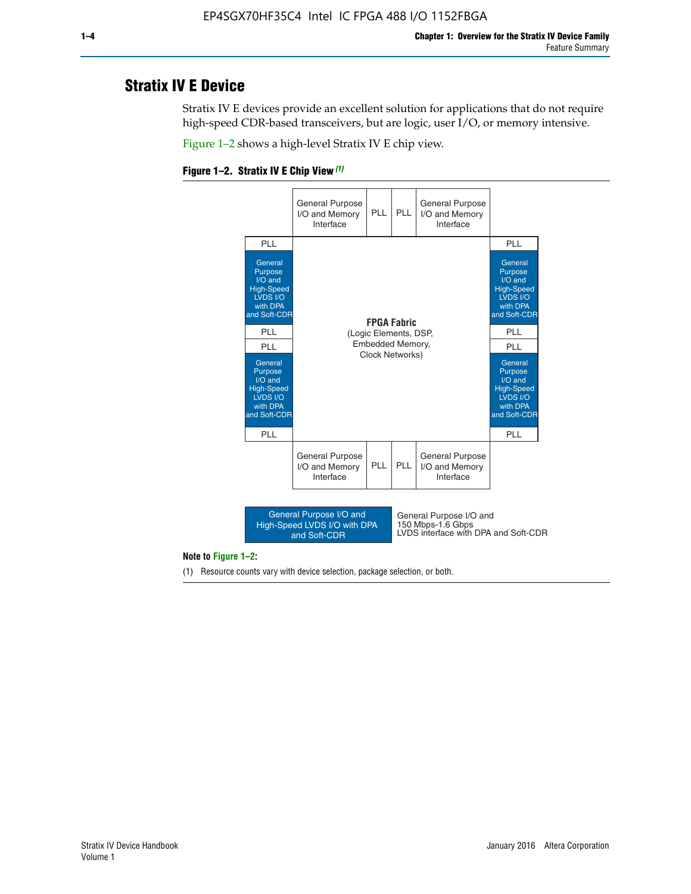## Stratix IV E Device

Stratix IV E devices provide an excellent solution for applications that do not require high-speed CDR-based transceivers, but are logic, user I/O, or memory intensive.

Figure 1–2 shows a high-level Stratix IV E chip view.

**Figure 1–2. Stratix IV E Chip View (1)**

General Purpose I/O and Memory Interface | PLL | PLL | General Purpose I/O and Memory Interface

PLL | General Purpose I/O and High-Speed LVDS I/O with DPA and Soft-CDR | PLL | PLL | General Purpose I/O and High-Speed LVDS I/O with DPA and Soft-CDR | PLL

**FPGA Fabric**
(Logic Elements, DSP, Embedded Memory, Clock Networks)

PLL | General Purpose I/O and High-Speed LVDS I/O with DPA and Soft-CDR | PLL | PLL | General Purpose I/O and High-Speed LVDS I/O with DPA and Soft-CDR | PLL

General Purpose I/O and Memory Interface | PLL | PLL | General Purpose I/O and Memory Interface

General Purpose I/O and High-Speed LVDS I/O with DPA and Soft-CDR — General Purpose I/O and 150 Mbps-1.6 Gbps LVDS interface with DPA and Soft-CDR

**Note to Figure 1–2:**

(1) Resource counts vary with device selection, package selection, or both.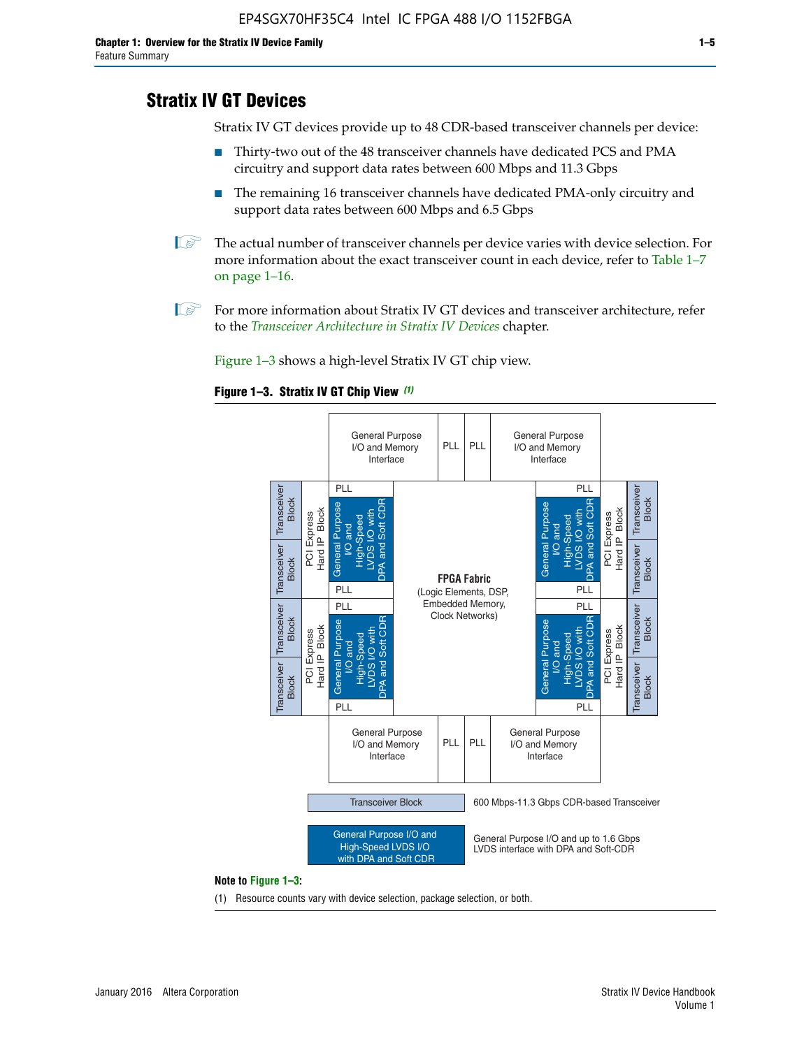# Stratix IV GT Devices

Stratix IV GT devices provide up to 48 CDR-based transceiver channels per device:

- Thirty-two out of the 48 transceiver channels have dedicated PCS and PMA circuitry and support data rates between 600 Mbps and 11.3 Gbps
- The remaining 16 transceiver channels have dedicated PMA-only circuitry and support data rates between 600 Mbps and 6.5 Gbps

The actual number of transceiver channels per device varies with device selection. For more information about the exact transceiver count in each device, refer to Table 1–7 on page 1–16.

For more information about Stratix IV GT devices and transceiver architecture, refer to the *Transceiver Architecture in Stratix IV Devices* chapter.

Figure 1–3 shows a high-level Stratix IV GT chip view.

**Figure 1–3. Stratix IV GT Chip View** *(1)*

General Purpose I/O and Memory Interface | PLL | PLL | General Purpose I/O and Memory Interface

Transceiver Block | Transceiver Block | PCI Express Hard IP Block | PLL | General Purpose I/O and High-Speed LVDS I/O with DPA and Soft CDR | PLL

**FPGA Fabric** (Logic Elements, DSP, Embedded Memory, Clock Networks)

600 Mbps-11.3 Gbps CDR-based Transceiver

General Purpose I/O and up to 1.6 Gbps LVDS interface with DPA and Soft-CDR

**Note to Figure 1–3:**

(1) Resource counts vary with device selection, package selection, or both.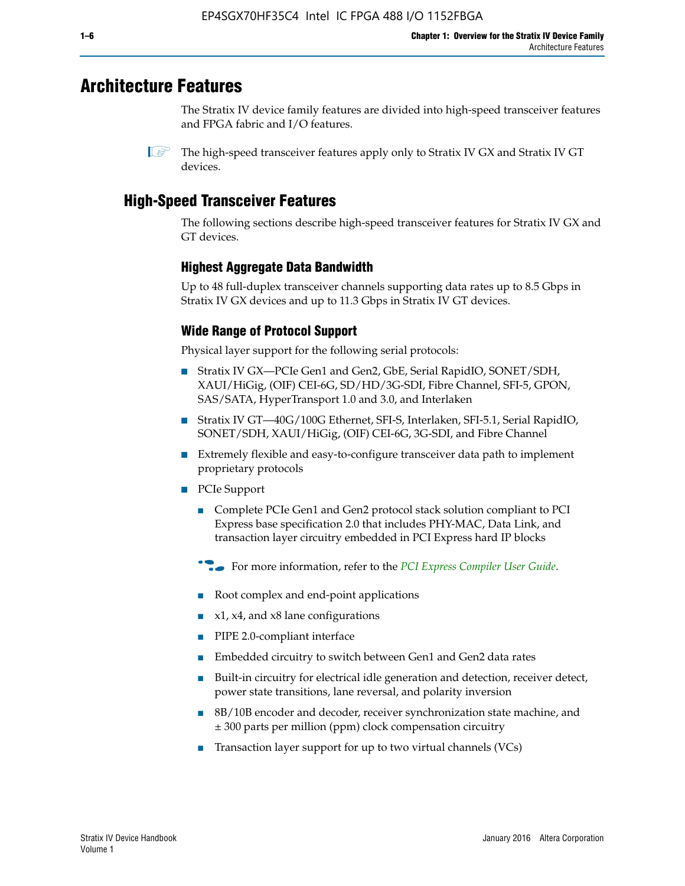# Architecture Features

The Stratix IV device family features are divided into high-speed transceiver features and FPGA fabric and I/O features.

The high-speed transceiver features apply only to Stratix IV GX and Stratix IV GT devices.

## High-Speed Transceiver Features

The following sections describe high-speed transceiver features for Stratix IV GX and GT devices.

### Highest Aggregate Data Bandwidth

Up to 48 full-duplex transceiver channels supporting data rates up to 8.5 Gbps in Stratix IV GX devices and up to 11.3 Gbps in Stratix IV GT devices.

### Wide Range of Protocol Support

Physical layer support for the following serial protocols:

- Stratix IV GX—PCIe Gen1 and Gen2, GbE, Serial RapidIO, SONET/SDH, XAUI/HiGig, (OIF) CEI-6G, SD/HD/3G-SDI, Fibre Channel, SFI-5, GPON, SAS/SATA, HyperTransport 1.0 and 3.0, and Interlaken
- Stratix IV GT—40G/100G Ethernet, SFI-S, Interlaken, SFI-5.1, Serial RapidIO, SONET/SDH, XAUI/HiGig, (OIF) CEI-6G, 3G-SDI, and Fibre Channel
- Extremely flexible and easy-to-configure transceiver data path to implement proprietary protocols
- PCIe Support
  - Complete PCIe Gen1 and Gen2 protocol stack solution compliant to PCI Express base specification 2.0 that includes PHY-MAC, Data Link, and transaction layer circuitry embedded in PCI Express hard IP blocks

  For more information, refer to the *PCI Express Compiler User Guide*.

  - Root complex and end-point applications
  - x1, x4, and x8 lane configurations
  - PIPE 2.0-compliant interface
  - Embedded circuitry to switch between Gen1 and Gen2 data rates
  - Built-in circuitry for electrical idle generation and detection, receiver detect, power state transitions, lane reversal, and polarity inversion
  - 8B/10B encoder and decoder, receiver synchronization state machine, and ± 300 parts per million (ppm) clock compensation circuitry
  - Transaction layer support for up to two virtual channels (VCs)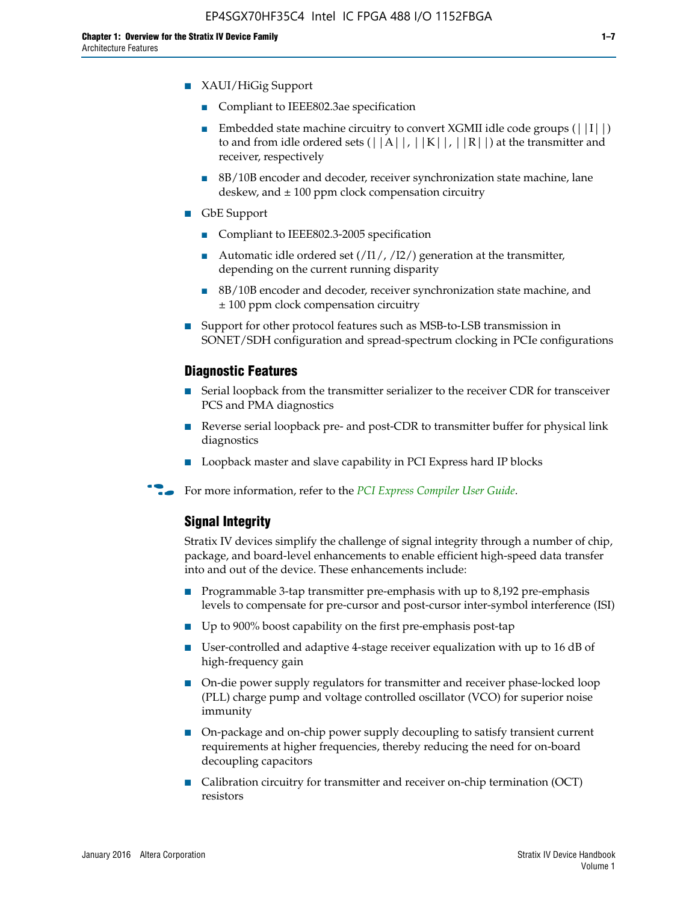- XAUI/HiGig Support
  - Compliant to IEEE802.3ae specification
  - Embedded state machine circuitry to convert XGMII idle code groups (||I||) to and from idle ordered sets (||A||, ||K||, ||R||) at the transmitter and receiver, respectively
  - 8B/10B encoder and decoder, receiver synchronization state machine, lane deskew, and ± 100 ppm clock compensation circuitry
- GbE Support
  - Compliant to IEEE802.3-2005 specification
  - Automatic idle ordered set (/I1/, /I2/) generation at the transmitter, depending on the current running disparity
  - 8B/10B encoder and decoder, receiver synchronization state machine, and ± 100 ppm clock compensation circuitry
- Support for other protocol features such as MSB-to-LSB transmission in SONET/SDH configuration and spread-spectrum clocking in PCIe configurations

### Diagnostic Features

- Serial loopback from the transmitter serializer to the receiver CDR for transceiver PCS and PMA diagnostics
- Reverse serial loopback pre- and post-CDR to transmitter buffer for physical link diagnostics
- Loopback master and slave capability in PCI Express hard IP blocks

For more information, refer to the *PCI Express Compiler User Guide*.

### Signal Integrity

Stratix IV devices simplify the challenge of signal integrity through a number of chip, package, and board-level enhancements to enable efficient high-speed data transfer into and out of the device. These enhancements include:

- Programmable 3-tap transmitter pre-emphasis with up to 8,192 pre-emphasis levels to compensate for pre-cursor and post-cursor inter-symbol interference (ISI)
- Up to 900% boost capability on the first pre-emphasis post-tap
- User-controlled and adaptive 4-stage receiver equalization with up to 16 dB of high-frequency gain
- On-die power supply regulators for transmitter and receiver phase-locked loop (PLL) charge pump and voltage controlled oscillator (VCO) for superior noise immunity
- On-package and on-chip power supply decoupling to satisfy transient current requirements at higher frequencies, thereby reducing the need for on-board decoupling capacitors
- Calibration circuitry for transmitter and receiver on-chip termination (OCT) resistors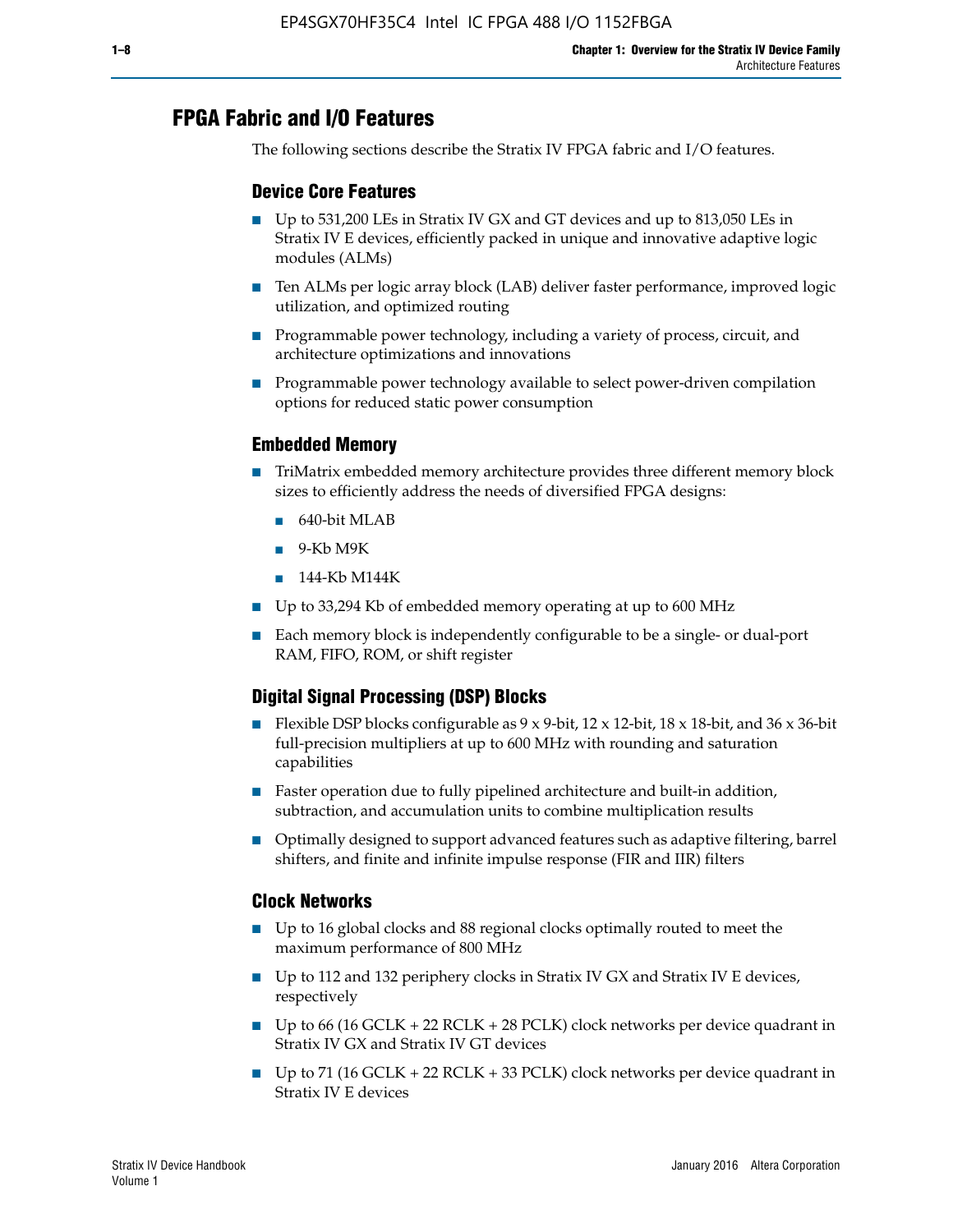## FPGA Fabric and I/O Features

The following sections describe the Stratix IV FPGA fabric and I/O features.

### Device Core Features

- Up to 531,200 LEs in Stratix IV GX and GT devices and up to 813,050 LEs in Stratix IV E devices, efficiently packed in unique and innovative adaptive logic modules (ALMs)
- Ten ALMs per logic array block (LAB) deliver faster performance, improved logic utilization, and optimized routing
- Programmable power technology, including a variety of process, circuit, and architecture optimizations and innovations
- Programmable power technology available to select power-driven compilation options for reduced static power consumption

### Embedded Memory

- TriMatrix embedded memory architecture provides three different memory block sizes to efficiently address the needs of diversified FPGA designs:
  - 640-bit MLAB
  - 9-Kb M9K
  - 144-Kb M144K
- Up to 33,294 Kb of embedded memory operating at up to 600 MHz
- Each memory block is independently configurable to be a single- or dual-port RAM, FIFO, ROM, or shift register

### Digital Signal Processing (DSP) Blocks

- Flexible DSP blocks configurable as 9 x 9-bit, 12 x 12-bit, 18 x 18-bit, and 36 x 36-bit full-precision multipliers at up to 600 MHz with rounding and saturation capabilities
- Faster operation due to fully pipelined architecture and built-in addition, subtraction, and accumulation units to combine multiplication results
- Optimally designed to support advanced features such as adaptive filtering, barrel shifters, and finite and infinite impulse response (FIR and IIR) filters

### Clock Networks

- Up to 16 global clocks and 88 regional clocks optimally routed to meet the maximum performance of 800 MHz
- Up to 112 and 132 periphery clocks in Stratix IV GX and Stratix IV E devices, respectively
- Up to 66 (16 GCLK + 22 RCLK + 28 PCLK) clock networks per device quadrant in Stratix IV GX and Stratix IV GT devices
- Up to 71 (16 GCLK + 22 RCLK + 33 PCLK) clock networks per device quadrant in Stratix IV E devices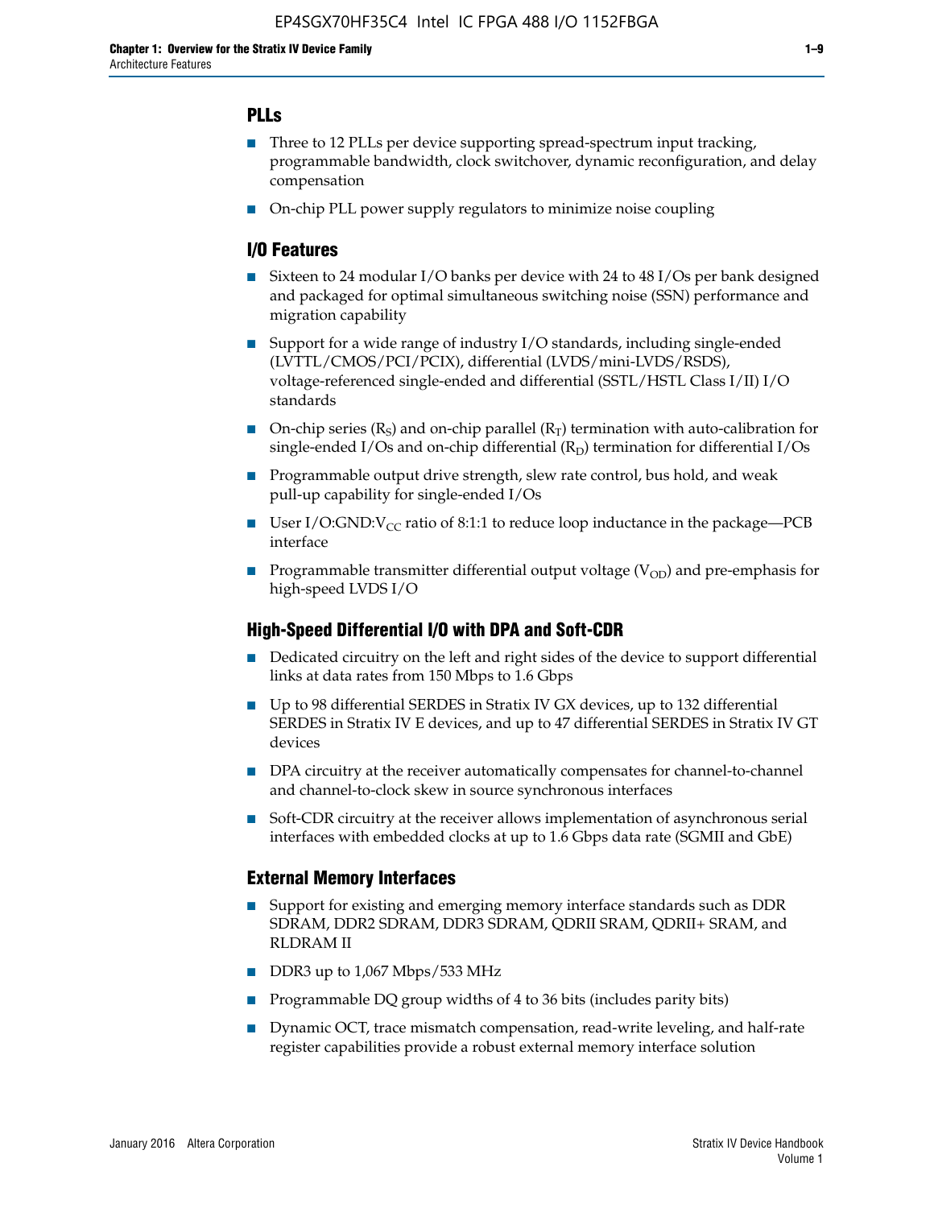## PLLs

- Three to 12 PLLs per device supporting spread-spectrum input tracking, programmable bandwidth, clock switchover, dynamic reconfiguration, and delay compensation
- On-chip PLL power supply regulators to minimize noise coupling

## I/O Features

- Sixteen to 24 modular I/O banks per device with 24 to 48 I/Os per bank designed and packaged for optimal simultaneous switching noise (SSN) performance and migration capability
- Support for a wide range of industry I/O standards, including single-ended (LVTTL/CMOS/PCI/PCIX), differential (LVDS/mini-LVDS/RSDS), voltage-referenced single-ended and differential (SSTL/HSTL Class I/II) I/O standards
- On-chip series ($R_S$) and on-chip parallel ($R_T$) termination with auto-calibration for single-ended I/Os and on-chip differential ($R_D$) termination for differential I/Os
- Programmable output drive strength, slew rate control, bus hold, and weak pull-up capability for single-ended I/Os
- User I/O:GND:$V_{CC}$ ratio of 8:1:1 to reduce loop inductance in the package—PCB interface
- Programmable transmitter differential output voltage ($V_{OD}$) and pre-emphasis for high-speed LVDS I/O

## High-Speed Differential I/O with DPA and Soft-CDR

- Dedicated circuitry on the left and right sides of the device to support differential links at data rates from 150 Mbps to 1.6 Gbps
- Up to 98 differential SERDES in Stratix IV GX devices, up to 132 differential SERDES in Stratix IV E devices, and up to 47 differential SERDES in Stratix IV GT devices
- DPA circuitry at the receiver automatically compensates for channel-to-channel and channel-to-clock skew in source synchronous interfaces
- Soft-CDR circuitry at the receiver allows implementation of asynchronous serial interfaces with embedded clocks at up to 1.6 Gbps data rate (SGMII and GbE)

## External Memory Interfaces

- Support for existing and emerging memory interface standards such as DDR SDRAM, DDR2 SDRAM, DDR3 SDRAM, QDRII SRAM, QDRII+ SRAM, and RLDRAM II
- DDR3 up to 1,067 Mbps/533 MHz
- Programmable DQ group widths of 4 to 36 bits (includes parity bits)
- Dynamic OCT, trace mismatch compensation, read-write leveling, and half-rate register capabilities provide a robust external memory interface solution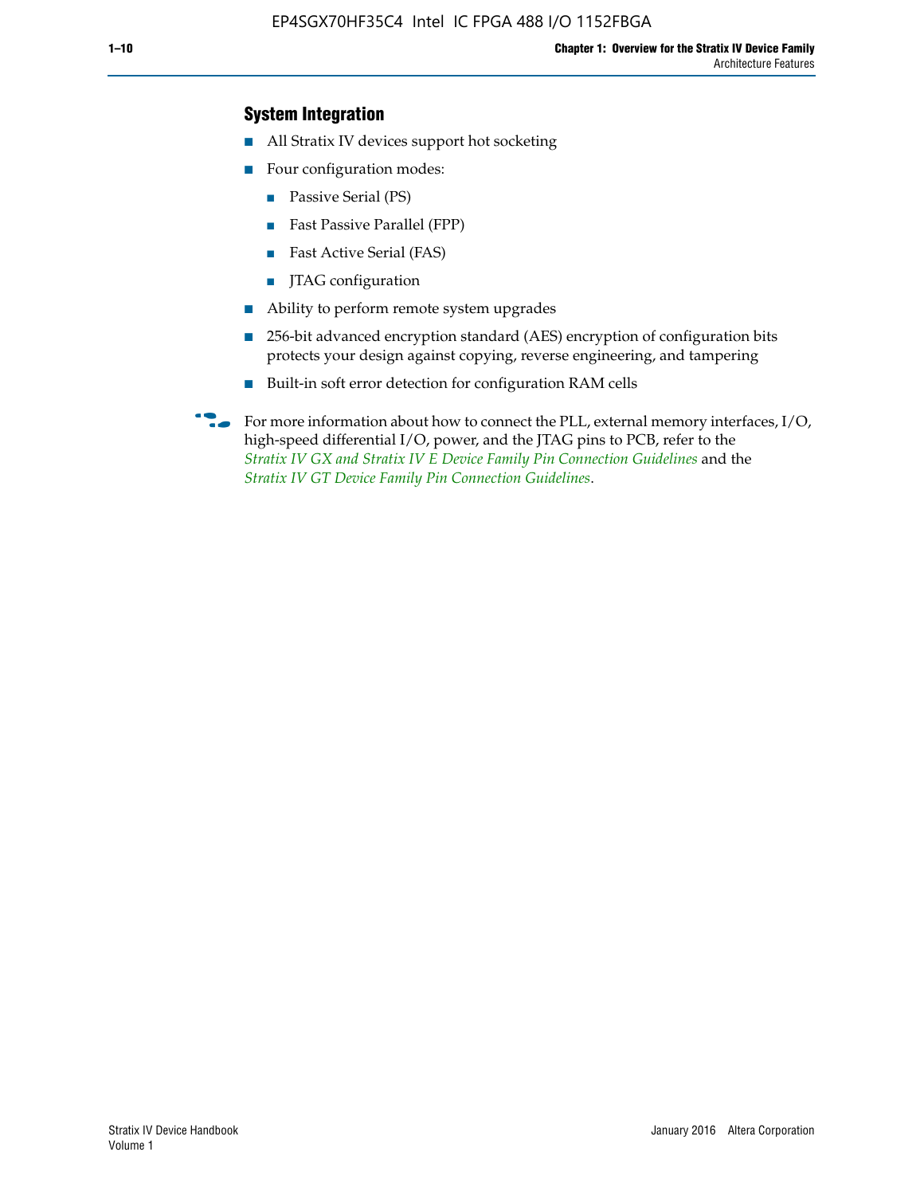## System Integration

- All Stratix IV devices support hot socketing
- Four configuration modes:
  - Passive Serial (PS)
  - Fast Passive Parallel (FPP)
  - Fast Active Serial (FAS)
  - JTAG configuration
- Ability to perform remote system upgrades
- 256-bit advanced encryption standard (AES) encryption of configuration bits protects your design against copying, reverse engineering, and tampering
- Built-in soft error detection for configuration RAM cells

For more information about how to connect the PLL, external memory interfaces, I/O, high-speed differential I/O, power, and the JTAG pins to PCB, refer to the *Stratix IV GX and Stratix IV E Device Family Pin Connection Guidelines* and the *Stratix IV GT Device Family Pin Connection Guidelines*.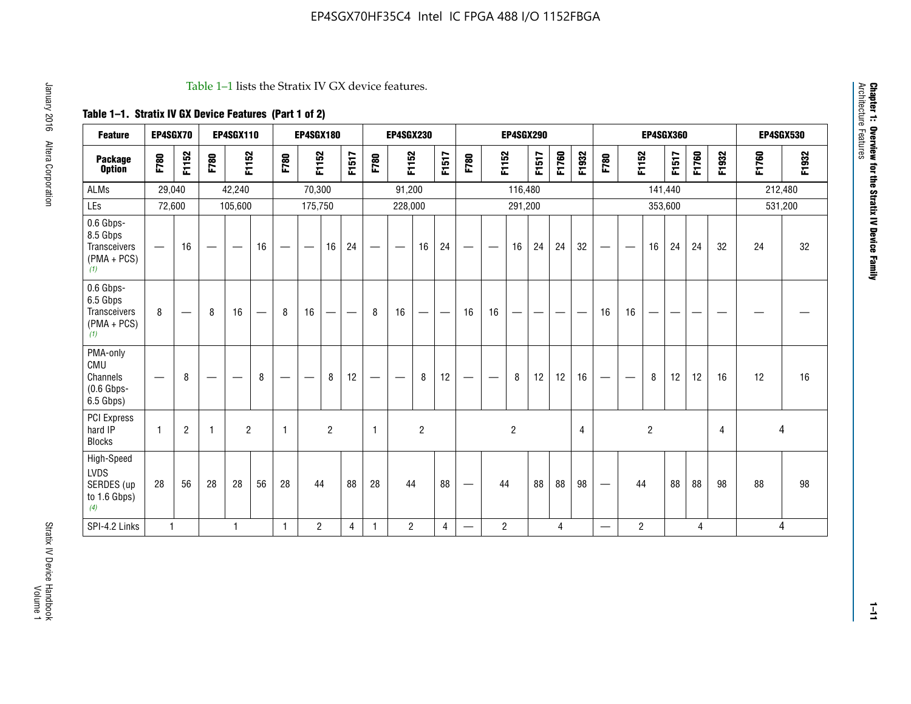Table 1–1 lists the Stratix IV GX device features.

**Table 1–1. Stratix IV GX Device Features (Part 1 of 2)**

| Feature | EP4SGX70 | | EP4SGX110 | | | EP4SGX180 | | | | EP4SGX230 | | | | EP4SGX290 | | | | | | EP4SGX360 | | | | | | EP4SGX530 | |
|---|---|---|---|---|---|---|---|---|---|---|---|---|---|---|---|---|---|---|---|---|---|---|---|---|---|---|---|
| **Package Option** | **F780** | **F1152** | **F780** | **F1152** | | **F780** | **F1152** | | **F1517** | **F780** | **F1152** | | **F1517** | **F780** | **F1152** | | **F1517** | **F1760** | **F1932** | **F780** | **F1152** | | **F1517** | **F1760** | **F1932** | **F1760** | **F1932** |
| ALMs | 29,040 | | 42,240 | | | 70,300 | | | | 91,200 | | | | 116,480 | | | | | | 141,440 | | | | | | 212,480 | |
| LEs | 72,600 | | 105,600 | | | 175,750 | | | | 228,000 | | | | 291,200 | | | | | | 353,600 | | | | | | 531,200 | |
| 0.6 Gbps-8.5 Gbps Transceivers (PMA + PCS) *(1)* | — | 16 | — | — | 16 | — | — | 16 | 24 | — | — | 16 | 24 | — | — | 16 | 24 | 24 | 32 | — | — | 16 | 24 | 24 | 32 | 24 | 32 |
| 0.6 Gbps-6.5 Gbps Transceivers (PMA + PCS) *(1)* | 8 | — | 8 | 16 | — | 8 | 16 | — | — | 8 | 16 | — | — | 16 | 16 | — | — | — | — | 16 | 16 | — | — | — | — | — | — |
| PMA-only CMU Channels (0.6 Gbps-6.5 Gbps) | — | 8 | — | — | 8 | — | — | 8 | 12 | — | — | 8 | 12 | — | — | 8 | 12 | 12 | 16 | — | — | 8 | 12 | 12 | 16 | 12 | 16 |
| PCI Express hard IP Blocks | 1 | 2 | 1 | 2 | | 1 | 2 | | | 1 | 2 | | | 2 | | | | | 4 | 2 | | | | | 4 | 4 | |
| High-Speed LVDS SERDES (up to 1.6 Gbps) *(4)* | 28 | 56 | 28 | 28 | 56 | 28 | 44 | | 88 | 28 | 44 | | 88 | — | 44 | | 88 | 88 | 98 | — | 44 | | 88 | 88 | 98 | 88 | 98 |
| SPI-4.2 Links | 1 | | 1 | | | 1 | 2 | | 4 | 1 | 2 | | 4 | — | 2 | | 4 | | | — | 2 | | 4 | | | 4 | |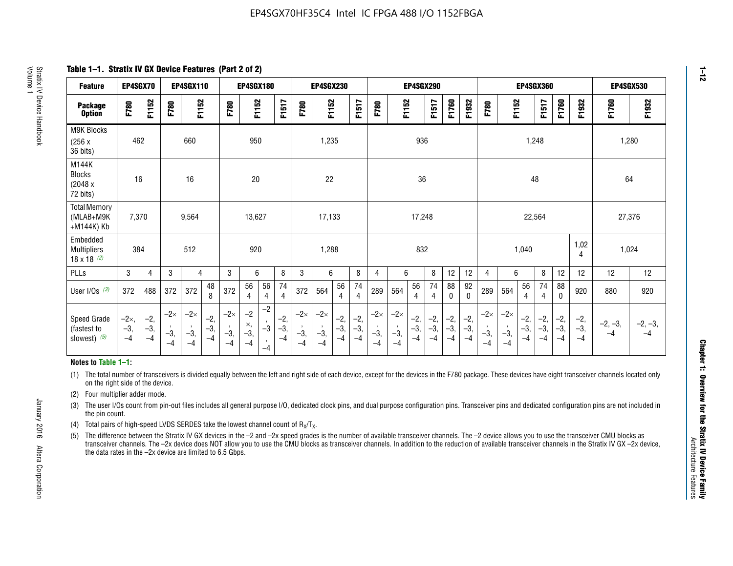# Table 1–1. Stratix IV GX Device Features (Part 2 of 2)

| Feature | EP4SGX70 | | EP4SGX110 | | | EP4SGX180 | | | | EP4SGX230 | | | | EP4SGX290 | | | | | | EP4SGX360 | | | | | | EP4SGX530 | |
|---|---|---|---|---|---|---|---|---|---|---|---|---|---|---|---|---|---|---|---|---|---|---|---|---|---|---|---|
| Package Option | F780 | F1152 | F780 | F1152 | | F780 | F1152 | | F1517 | F780 | F1152 | | F1517 | F780 | F1152 | | F1517 | F1760 | F1932 | F780 | F1152 | | F1517 | F1760 | F1932 | F1760 | F1932 |
| M9K Blocks (256 x 36 bits) | 462 | | 660 | | | 950 | | | | 1,235 | | | | 936 | | | | | | 1,248 | | | | | | 1,280 | |
| M144K Blocks (2048 x 72 bits) | 16 | | 16 | | | 20 | | | | 22 | | | | 36 | | | | | | 48 | | | | | | 64 | |
| Total Memory (MLAB+M9K +M144K) Kb | 7,370 | | 9,564 | | | 13,627 | | | | 17,133 | | | | 17,248 | | | | | | 22,564 | | | | | | 27,376 | |
| Embedded Multipliers 18 x 18 (2) | 384 | | 512 | | | 920 | | | | 1,288 | | | | 832 | | | | | | 1,040 | | | | | 1,024 | 1,024 | |
| PLLs | 3 | 4 | 3 | 4 | | 3 | 6 | | 8 | 3 | 6 | | 8 | 4 | 6 | | 8 | 12 | 12 | 4 | 6 | | 8 | 12 | 12 | 12 | 12 |
| User I/Os (3) | 372 | 488 | 372 | 372 | 488 | 372 | 564 | 564 | 744 | 372 | 564 | 564 | 744 | 289 | 564 | 564 | 744 | 880 | 920 | 289 | 564 | 564 | 744 | 880 | 920 | 880 | 920 |
| Speed Grade (fastest to slowest) (5) | –2×, –3, –4 | –2, –3, –4 | –2×, –3, –4 | –2×, –3, –4 | –2, –3, –4 | –2×, –3, –4 | –2×, –3, –4 | –2, –3, –4 | –2, –3, –4 | –2×, –3, –4 | –2×, –3, –4 | –2, –3, –4 | –2, –3, –4 | –2×, –3, –4 | –2×, –3, –4 | –2, –3, –4 | –2, –3, –4 | –2, –3, –4 | –2, –3, –4 | –2×, –3, –4 | –2×, –3, –4 | –2, –3, –4 | –2, –3, –4 | –2, –3, –4 | –2, –3, –4 | –2, –3, –4 | –2, –3, –4 |

**Notes to Table 1–1:**

(1) The total number of transceivers is divided equally between the left and right side of each device, except for the devices in the F780 package. These devices have eight transceiver channels located only on the right side of the device.

(2) Four multiplier adder mode.

(3) The user I/Os count from pin-out files includes all general purpose I/O, dedicated clock pins, and dual purpose configuration pins. Transceiver pins and dedicated configuration pins are not included in the pin count.

(4) Total pairs of high-speed LVDS SERDES take the lowest channel count of $R_X/T_X$.

(5) The difference between the Stratix IV GX devices in the –2 and –2x speed grades is the number of available transceiver channels. The –2 device allows you to use the transceiver CMU blocks as transceiver channels. The –2x device does NOT allow you to use the CMU blocks as transceiver channels. In addition to the reduction of available transceiver channels in the Stratix IV GX –2x device, the data rates in the –2x device are limited to 6.5 Gbps.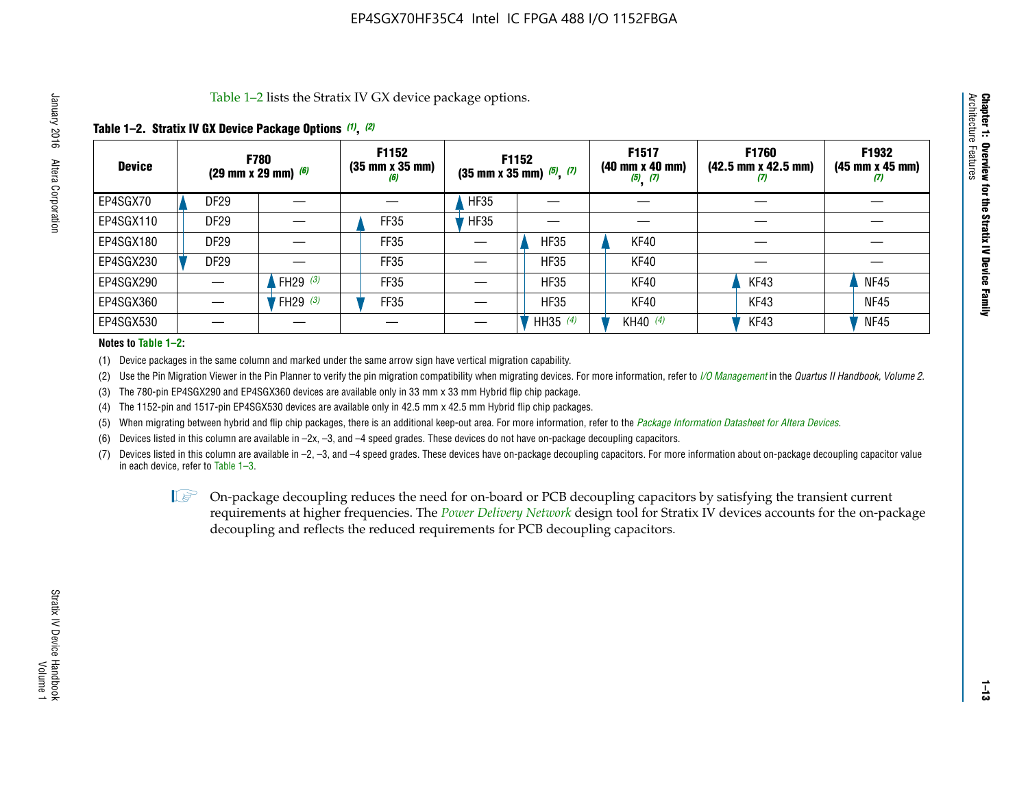Table 1–2 lists the Stratix IV GX device package options.

**Table 1–2. Stratix IV GX Device Package Options (1), (2)**

| Device | F780 (29 mm x 29 mm) (6) | | F1152 (35 mm x 35 mm) (6) | F1152 (35 mm x 35 mm) (5), (7) | | F1517 (40 mm x 40 mm) (5), (7) | F1760 (42.5 mm x 42.5 mm) (7) | F1932 (45 mm x 45 mm) (7) |
|---|---|---|---|---|---|---|---|---|
| EP4SGX70 | DF29 | — | — | HF35 | — | — | — | — |
| EP4SGX110 | DF29 | — | FF35 | HF35 | — | — | — | — |
| EP4SGX180 | DF29 | — | FF35 | — | HF35 | KF40 | — | — |
| EP4SGX230 | DF29 | — | FF35 | — | HF35 | KF40 | — | — |
| EP4SGX290 | — | FH29 (3) | FF35 | — | HF35 | KF40 | KF43 | NF45 |
| EP4SGX360 | — | FH29 (3) | FF35 | — | HF35 | KF40 | KF43 | NF45 |
| EP4SGX530 | — | — | — | — | HH35 (4) | KH40 (4) | KF43 | NF45 |

**Notes to Table 1–2:**

(1) Device packages in the same column and marked under the same arrow sign have vertical migration capability.

(2) Use the Pin Migration Viewer in the Pin Planner to verify the pin migration compatibility when migrating devices. For more information, refer to *I/O Management* in the *Quartus II Handbook, Volume 2*.

(3) The 780-pin EP4SGX290 and EP4SGX360 devices are available only in 33 mm x 33 mm Hybrid flip chip package.

(4) The 1152-pin and 1517-pin EP4SGX530 devices are available only in 42.5 mm x 42.5 mm Hybrid flip chip packages.

(5) When migrating between hybrid and flip chip packages, there is an additional keep-out area. For more information, refer to the *Package Information Datasheet for Altera Devices*.

(6) Devices listed in this column are available in –2x, –3, and –4 speed grades. These devices do not have on-package decoupling capacitors.

(7) Devices listed in this column are available in –2, –3, and –4 speed grades. These devices have on-package decoupling capacitors. For more information about on-package decoupling capacitor value in each device, refer to Table 1–3.

On-package decoupling reduces the need for on-board or PCB decoupling capacitors by satisfying the transient current requirements at higher frequencies. The *Power Delivery Network* design tool for Stratix IV devices accounts for the on-package decoupling and reflects the reduced requirements for PCB decoupling capacitors.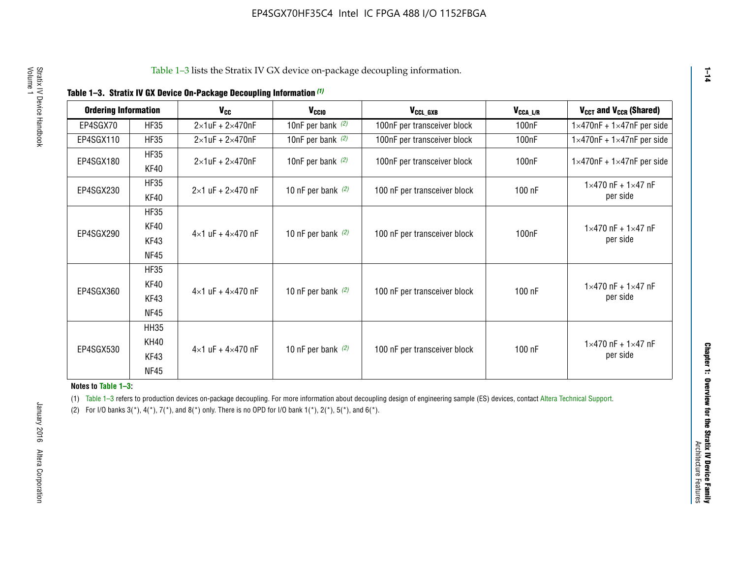Table 1–3 lists the Stratix IV GX device on-package decoupling information.

**Table 1–3. Stratix IV GX Device On-Package Decoupling Information** *(1)*

| Ordering Information | | $V_{CC}$ | $V_{CCIO}$ | $V_{CCL\_GXB}$ | $V_{CCA\_L/R}$ | $V_{CCT}$ and $V_{CCR}$ (Shared) |
|---|---|---|---|---|---|---|
| EP4SGX70 | HF35 | 2×1uF + 2×470nF | 10nF per bank *(2)* | 100nF per transceiver block | 100nF | 1×470nF + 1×47nF per side |
| EP4SGX110 | HF35 | 2×1uF + 2×470nF | 10nF per bank *(2)* | 100nF per transceiver block | 100nF | 1×470nF + 1×47nF per side |
| EP4SGX180 | HF35<br>KF40 | 2×1uF + 2×470nF | 10nF per bank *(2)* | 100nF per transceiver block | 100nF | 1×470nF + 1×47nF per side |
| EP4SGX230 | HF35<br>KF40 | 2×1 uF + 2×470 nF | 10 nF per bank *(2)* | 100 nF per transceiver block | 100 nF | 1×470 nF + 1×47 nF per side |
| EP4SGX290 | HF35<br>KF40<br>KF43<br>NF45 | 4×1 uF + 4×470 nF | 10 nF per bank *(2)* | 100 nF per transceiver block | 100nF | 1×470 nF + 1×47 nF per side |
| EP4SGX360 | HF35<br>KF40<br>KF43<br>NF45 | 4×1 uF + 4×470 nF | 10 nF per bank *(2)* | 100 nF per transceiver block | 100 nF | 1×470 nF + 1×47 nF per side |
| EP4SGX530 | HH35<br>KH40<br>KF43<br>NF45 | 4×1 uF + 4×470 nF | 10 nF per bank *(2)* | 100 nF per transceiver block | 100 nF | 1×470 nF + 1×47 nF per side |

**Notes to Table 1–3:**

(1) Table 1–3 refers to production devices on-package decoupling. For more information about decoupling design of engineering sample (ES) devices, contact Altera Technical Support.

(2) For I/O banks 3(*), 4(*), 7(*), and 8(*) only. There is no OPD for I/O bank 1(*), 2(*), 5(*), and 6(*).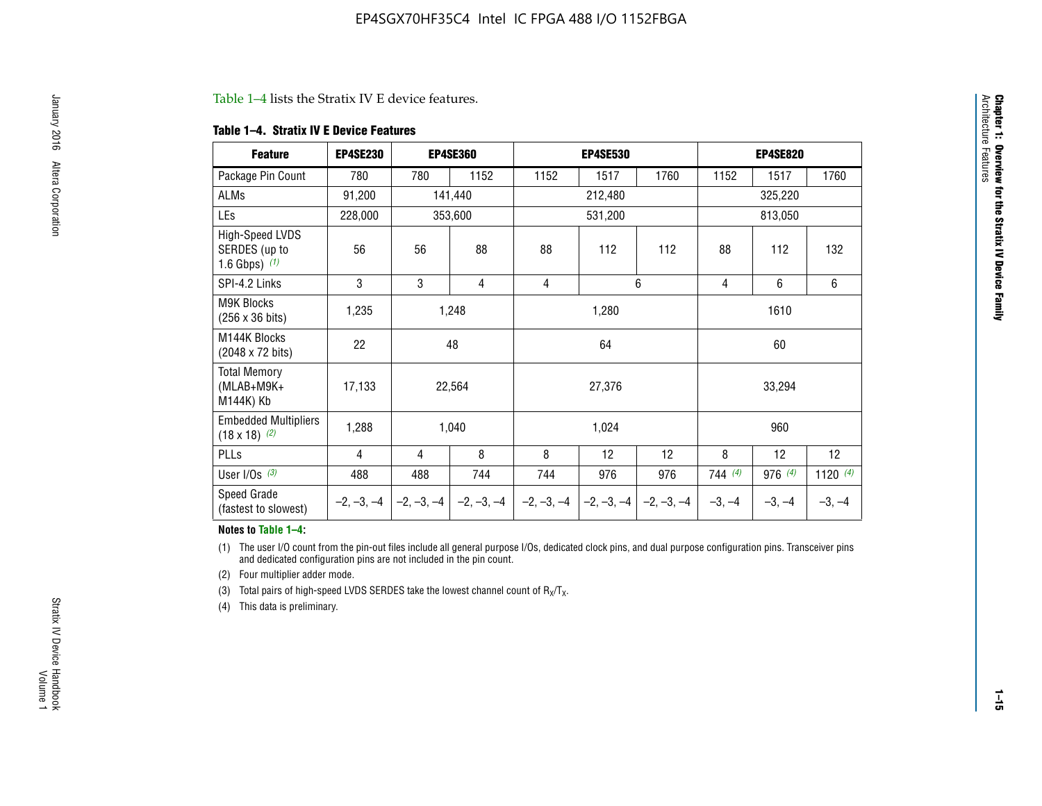Table 1–4 lists the Stratix IV E device features.

**Table 1–4. Stratix IV E Device Features**

| Feature | EP4SE230 | EP4SE360 | | EP4SE530 | | | EP4SE820 | | |
|---|---|---|---|---|---|---|---|---|---|
| Package Pin Count | 780 | 780 | 1152 | 1152 | 1517 | 1760 | 1152 | 1517 | 1760 |
| ALMs | 91,200 | 141,440 | | 212,480 | | | 325,220 | | |
| LEs | 228,000 | 353,600 | | 531,200 | | | 813,050 | | |
| High-Speed LVDS SERDES (up to 1.6 Gbps) (1) | 56 | 56 | 88 | 88 | 112 | 112 | 88 | 112 | 132 |
| SPI-4.2 Links | 3 | 3 | 4 | 4 | 6 | | 4 | 6 | 6 |
| M9K Blocks (256 x 36 bits) | 1,235 | 1,248 | | 1,280 | | | 1610 | | |
| M144K Blocks (2048 x 72 bits) | 22 | 48 | | 64 | | | 60 | | |
| Total Memory (MLAB+M9K+ M144K) Kb | 17,133 | 22,564 | | 27,376 | | | 33,294 | | |
| Embedded Multipliers (18 x 18) (2) | 1,288 | 1,040 | | 1,024 | | | 960 | | |
| PLLs | 4 | 4 | 8 | 8 | 12 | 12 | 8 | 12 | 12 |
| User I/Os (3) | 488 | 488 | 744 | 744 | 976 | 976 | 744 (4) | 976 (4) | 1120 (4) |
| Speed Grade (fastest to slowest) | –2, –3, –4 | –2, –3, –4 | –2, –3, –4 | –2, –3, –4 | –2, –3, –4 | –2, –3, –4 | –3, –4 | –3, –4 | –3, –4 |

**Notes to Table 1–4:**

(1) The user I/O count from the pin-out files include all general purpose I/Os, dedicated clock pins, and dual purpose configuration pins. Transceiver pins and dedicated configuration pins are not included in the pin count.

(2) Four multiplier adder mode.

(3) Total pairs of high-speed LVDS SERDES take the lowest channel count of $R_X/T_X$.

(4) This data is preliminary.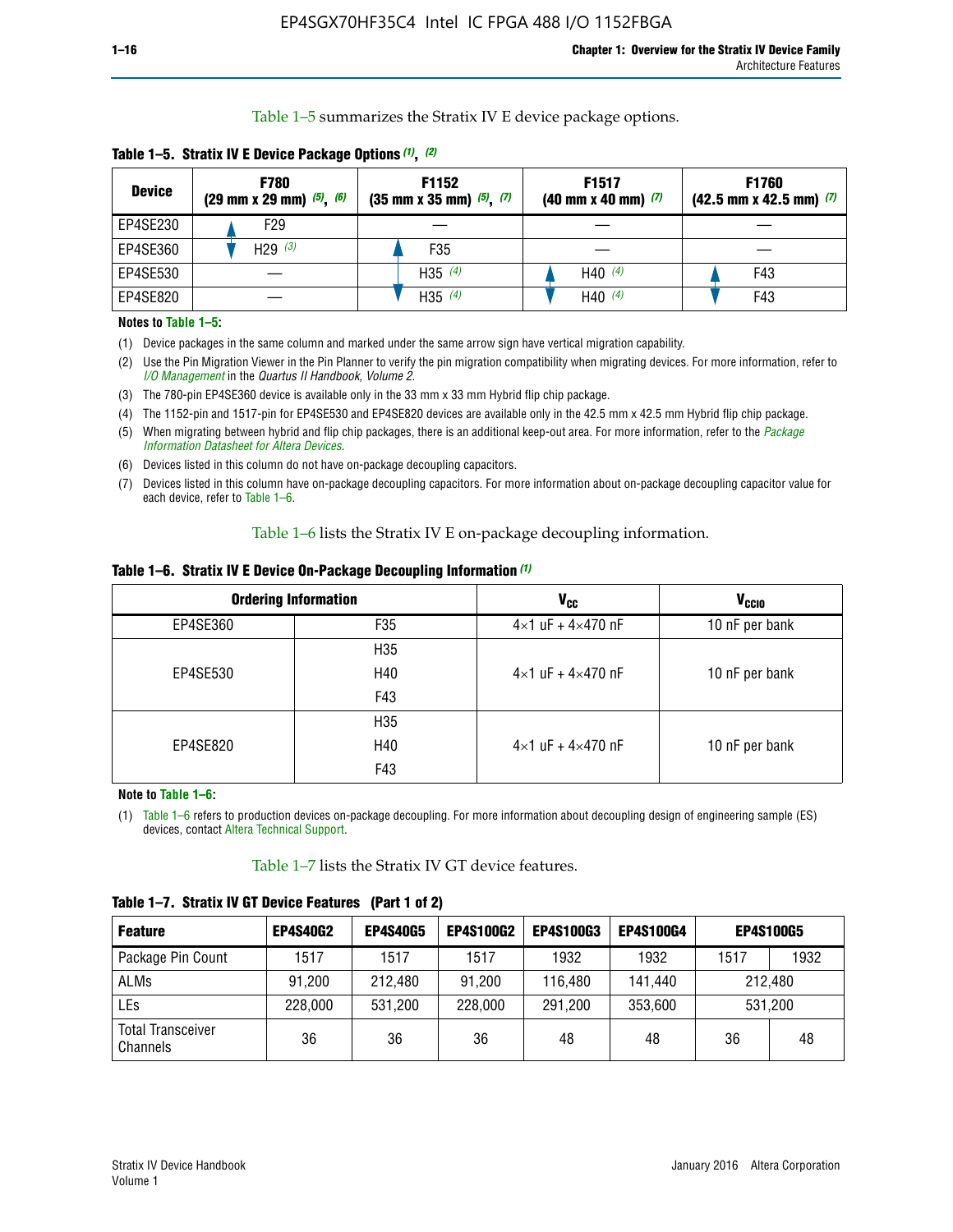Table 1–5 summarizes the Stratix IV E device package options.

**Table 1–5. Stratix IV E Device Package Options (1), (2)**

| Device | F780 (29 mm x 29 mm) (5), (6) | F1152 (35 mm x 35 mm) (5), (7) | F1517 (40 mm x 40 mm) (7) | F1760 (42.5 mm x 42.5 mm) (7) |
|---|---|---|---|---|
| EP4SE230 | F29 | — | — | — |
| EP4SE360 | H29 (3) | F35 | — | — |
| EP4SE530 | — | H35 (4) | H40 (4) | F43 |
| EP4SE820 | — | H35 (4) | H40 (4) | F43 |

**Notes to Table 1–5:**

(1) Device packages in the same column and marked under the same arrow sign have vertical migration capability.

(2) Use the Pin Migration Viewer in the Pin Planner to verify the pin migration compatibility when migrating devices. For more information, refer to *I/O Management* in the *Quartus II Handbook, Volume 2*.

(3) The 780-pin EP4SE360 device is available only in the 33 mm x 33 mm Hybrid flip chip package.

(4) The 1152-pin and 1517-pin for EP4SE530 and EP4SE820 devices are available only in the 42.5 mm x 42.5 mm Hybrid flip chip package.

(5) When migrating between hybrid and flip chip packages, there is an additional keep-out area. For more information, refer to the *Package Information Datasheet for Altera Devices*.

(6) Devices listed in this column do not have on-package decoupling capacitors.

(7) Devices listed in this column have on-package decoupling capacitors. For more information about on-package decoupling capacitor value for each device, refer to Table 1–6.

Table 1–6 lists the Stratix IV E on-package decoupling information.

**Table 1–6. Stratix IV E Device On-Package Decoupling Information (1)**

| Ordering Information | | $V_{CC}$ | $V_{CCIO}$ |
|---|---|---|---|
| EP4SE360 | F35 | 4×1 uF + 4×470 nF | 10 nF per bank |
| EP4SE530 | H35<br>H40<br>F43 | 4×1 uF + 4×470 nF | 10 nF per bank |
| EP4SE820 | H35<br>H40<br>F43 | 4×1 uF + 4×470 nF | 10 nF per bank |

**Note to Table 1–6:**

(1) Table 1–6 refers to production devices on-package decoupling. For more information about decoupling design of engineering sample (ES) devices, contact Altera Technical Support.

Table 1–7 lists the Stratix IV GT device features.

**Table 1–7. Stratix IV GT Device Features (Part 1 of 2)**

| Feature | EP4S40G2 | EP4S40G5 | EP4S100G2 | EP4S100G3 | EP4S100G4 | EP4S100G5 | |
|---|---|---|---|---|---|---|---|
| Package Pin Count | 1517 | 1517 | 1517 | 1932 | 1932 | 1517 | 1932 |
| ALMs | 91,200 | 212,480 | 91,200 | 116,480 | 141,440 | 212,480 | |
| LEs | 228,000 | 531,200 | 228,000 | 291,200 | 353,600 | 531,200 | |
| Total Transceiver Channels | 36 | 36 | 36 | 48 | 48 | 36 | 48 |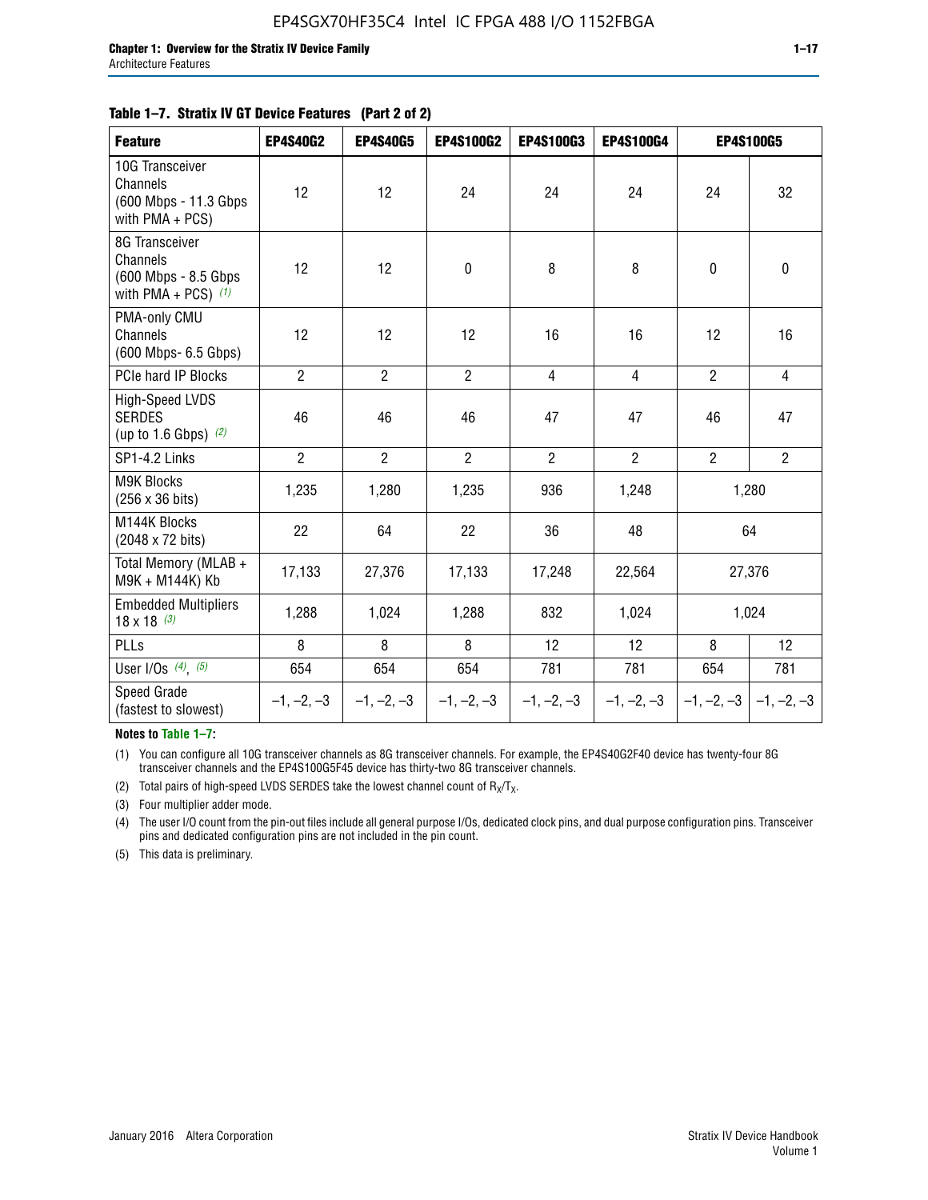**Table 1–7. Stratix IV GT Device Features (Part 2 of 2)**

| Feature | EP4S40G2 | EP4S40G5 | EP4S100G2 | EP4S100G3 | EP4S100G4 | EP4S100G5 | |
|---|---|---|---|---|---|---|---|
| 10G Transceiver Channels (600 Mbps - 11.3 Gbps with PMA + PCS) | 12 | 12 | 24 | 24 | 24 | 24 | 32 |
| 8G Transceiver Channels (600 Mbps - 8.5 Gbps with PMA + PCS) *(1)* | 12 | 12 | 0 | 8 | 8 | 0 | 0 |
| PMA-only CMU Channels (600 Mbps- 6.5 Gbps) | 12 | 12 | 12 | 16 | 16 | 12 | 16 |
| PCIe hard IP Blocks | 2 | 2 | 2 | 4 | 4 | 2 | 4 |
| High-Speed LVDS SERDES (up to 1.6 Gbps) *(2)* | 46 | 46 | 46 | 47 | 47 | 46 | 47 |
| SP1-4.2 Links | 2 | 2 | 2 | 2 | 2 | 2 | 2 |
| M9K Blocks (256 x 36 bits) | 1,235 | 1,280 | 1,235 | 936 | 1,248 | 1,280 | |
| M144K Blocks (2048 x 72 bits) | 22 | 64 | 22 | 36 | 48 | 64 | |
| Total Memory (MLAB + M9K + M144K) Kb | 17,133 | 27,376 | 17,133 | 17,248 | 22,564 | 27,376 | |
| Embedded Multipliers 18 x 18 *(3)* | 1,288 | 1,024 | 1,288 | 832 | 1,024 | 1,024 | |
| PLLs | 8 | 8 | 8 | 12 | 12 | 8 | 12 |
| User I/Os *(4)*, *(5)* | 654 | 654 | 654 | 781 | 781 | 654 | 781 |
| Speed Grade (fastest to slowest) | –1, –2, –3 | –1, –2, –3 | –1, –2, –3 | –1, –2, –3 | –1, –2, –3 | –1, –2, –3 | –1, –2, –3 |

**Notes to Table 1–7:**

(1) You can configure all 10G transceiver channels as 8G transceiver channels. For example, the EP4S40G2F40 device has twenty-four 8G transceiver channels and the EP4S100G5F45 device has thirty-two 8G transceiver channels.

(2) Total pairs of high-speed LVDS SERDES take the lowest channel count of $R_X/T_X$.

(3) Four multiplier adder mode.

(4) The user I/O count from the pin-out files include all general purpose I/Os, dedicated clock pins, and dual purpose configuration pins. Transceiver pins and dedicated configuration pins are not included in the pin count.

(5) This data is preliminary.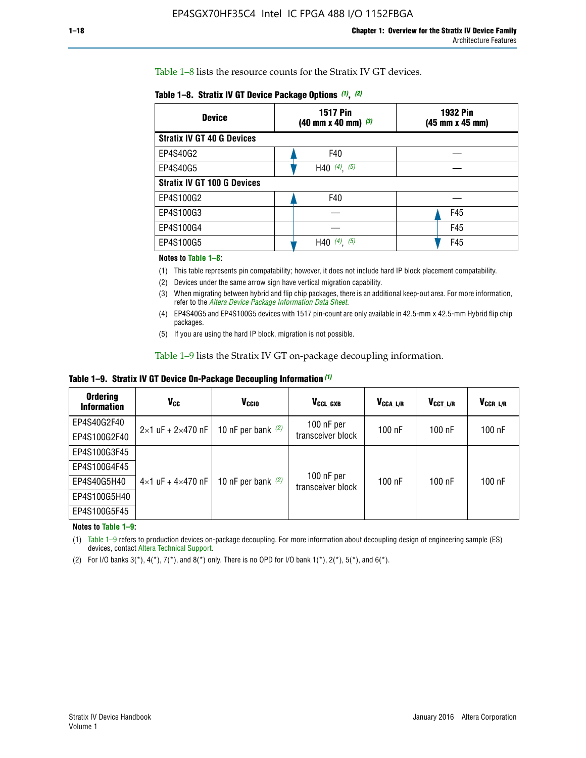Table 1–8 lists the resource counts for the Stratix IV GT devices.

**Table 1–8. Stratix IV GT Device Package Options (1), (2)**

| Device | 1517 Pin (40 mm x 40 mm) (3) | 1932 Pin (45 mm x 45 mm) |
|---|---|---|
| **Stratix IV GT 40 G Devices** | | |
| EP4S40G2 | F40 | — |
| EP4S40G5 | H40 (4), (5) | — |
| **Stratix IV GT 100 G Devices** | | |
| EP4S100G2 | F40 | — |
| EP4S100G3 | — | F45 |
| EP4S100G4 | — | F45 |
| EP4S100G5 | H40 (4), (5) | F45 |

**Notes to Table 1–8:**

(1) This table represents pin compatability; however, it does not include hard IP block placement compatability.

(2) Devices under the same arrow sign have vertical migration capability.

(3) When migrating between hybrid and flip chip packages, there is an additional keep-out area. For more information, refer to the *Altera Device Package Information Data Sheet*.

(4) EP4S40G5 and EP4S100G5 devices with 1517 pin-count are only available in 42.5-mm x 42.5-mm Hybrid flip chip packages.

(5) If you are using the hard IP block, migration is not possible.

Table 1–9 lists the Stratix IV GT on-package decoupling information.

**Table 1–9. Stratix IV GT Device On-Package Decoupling Information (1)**

| Ordering Information | $V_{CC}$ | $V_{CCIO}$ | $V_{CCL\_GXB}$ | $V_{CCA\_L/R}$ | $V_{CCT\_L/R}$ | $V_{CCR\_L/R}$ |
|---|---|---|---|---|---|---|
| EP4S40G2F40 | 2×1 uF + 2×470 nF | 10 nF per bank (2) | 100 nF per transceiver block | 100 nF | 100 nF | 100 nF |
| EP4S100G2F40 | | | | | | |
| EP4S100G3F45 | 4×1 uF + 4×470 nF | 10 nF per bank (2) | 100 nF per transceiver block | 100 nF | 100 nF | 100 nF |
| EP4S100G4F45 | | | | | | |
| EP4S40G5H40 | | | | | | |
| EP4S100G5H40 | | | | | | |
| EP4S100G5F45 | | | | | | |

**Notes to Table 1–9:**

(1) Table 1–9 refers to production devices on-package decoupling. For more information about decoupling design of engineering sample (ES) devices, contact Altera Technical Support.

(2) For I/O banks 3(*), 4(*), 7(*), and 8(*) only. There is no OPD for I/O bank 1(*), 2(*), 5(*), and 6(*).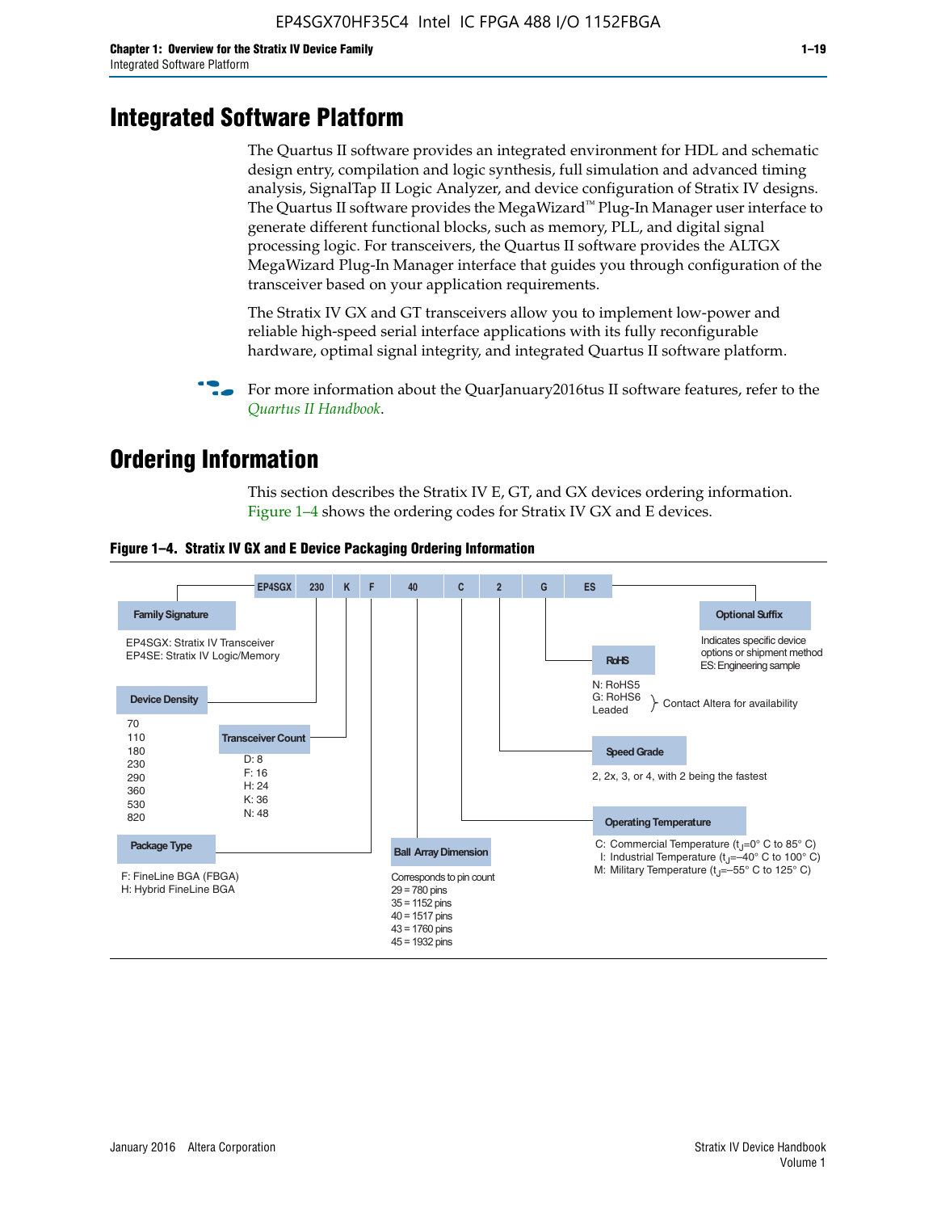# Integrated Software Platform

The Quartus II software provides an integrated environment for HDL and schematic design entry, compilation and logic synthesis, full simulation and advanced timing analysis, SignalTap II Logic Analyzer, and device configuration of Stratix IV designs. The Quartus II software provides the MegaWizard™ Plug-In Manager user interface to generate different functional blocks, such as memory, PLL, and digital signal processing logic. For transceivers, the Quartus II software provides the ALTGX MegaWizard Plug-In Manager interface that guides you through configuration of the transceiver based on your application requirements.

The Stratix IV GX and GT transceivers allow you to implement low-power and reliable high-speed serial interface applications with its fully reconfigurable hardware, optimal signal integrity, and integrated Quartus II software platform.

For more information about the QuarJanuary2016tus II software features, refer to the *Quartus II Handbook*.

# Ordering Information

This section describes the Stratix IV E, GT, and GX devices ordering information. Figure 1–4 shows the ordering codes for Stratix IV GX and E devices.

**Figure 1–4. Stratix IV GX and E Device Packaging Ordering Information**

EP4SGX 230 K F 40 C 2 G ES

**Family Signature**
EP4SGX: Stratix IV Transceiver
EP4SE: Stratix IV Logic/Memory

**Device Density**
70
110
180
230
290
360
530
820

**Transceiver Count**
D: 8
F: 16
H: 24
K: 36
N: 48

**Package Type**
F: FineLine BGA (FBGA)
H: Hybrid FineLine BGA

**Ball Array Dimension**
Corresponds to pin count
29 = 780 pins
35 = 1152 pins
40 = 1517 pins
43 = 1760 pins
45 = 1932 pins

**Operating Temperature**
C: Commercial Temperature ($t_J$=0° C to 85° C)
I: Industrial Temperature ($t_J$=–40° C to 100° C)
M: Military Temperature ($t_J$=–55° C to 125° C)

**Speed Grade**
2, 2x, 3, or 4, with 2 being the fastest

**RoHS**
N: RoHS5
G: RoHS6
Leaded
} Contact Altera for availability

**Optional Suffix**
Indicates specific device options or shipment method
ES: Engineering sample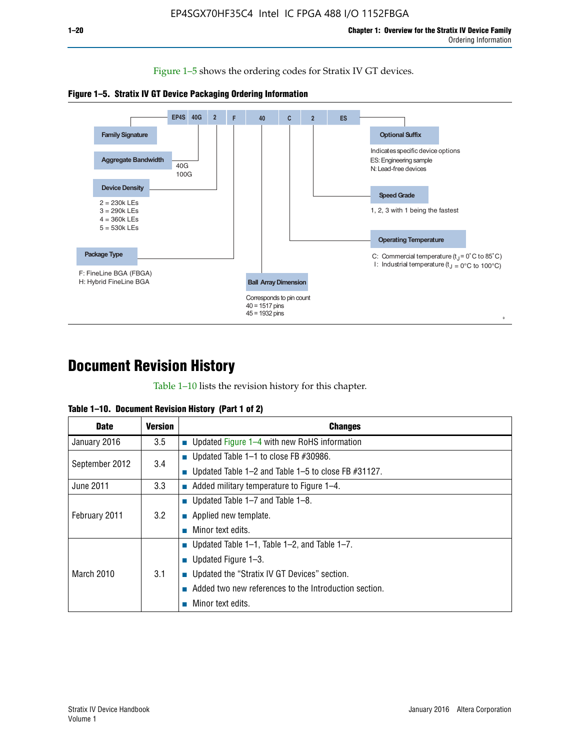Figure 1–5 shows the ordering codes for Stratix IV GT devices.

**Figure 1–5. Stratix IV GT Device Packaging Ordering Information**

EP4S 40G 2 F 40 C 2 ES

- **Family Signature**
- **Aggregate Bandwidth**: 40G, 100G
- **Device Density**: 2 = 230k LEs, 3 = 290k LEs, 4 = 360k LEs, 5 = 530k LEs
- **Package Type**: F: FineLine BGA (FBGA), H: Hybrid FineLine BGA
- **Ball Array Dimension**: Corresponds to pin count; 40 = 1517 pins, 45 = 1932 pins
- **Operating Temperature**: C: Commercial temperature ($t_J$ = 0°C to 85°C); I: Industrial temperature ($t_J$ = 0°C to 100°C)
- **Speed Grade**: 1, 2, 3 with 1 being the fastest
- **Optional Suffix**: Indicates specific device options; ES: Engineering sample; N: Lead-free devices

# Document Revision History

Table 1–10 lists the revision history for this chapter.

**Table 1–10. Document Revision History (Part 1 of 2)**

| Date | Version | Changes |
|---|---|---|
| January 2016 | 3.5 | ■ Updated Figure 1–4 with new RoHS information |
| September 2012 | 3.4 | ■ Updated Table 1–1 to close FB #30986.<br>■ Updated Table 1–2 and Table 1–5 to close FB #31127. |
| June 2011 | 3.3 | ■ Added military temperature to Figure 1–4. |
| February 2011 | 3.2 | ■ Updated Table 1–7 and Table 1–8.<br>■ Applied new template.<br>■ Minor text edits. |
| March 2010 | 3.1 | ■ Updated Table 1–1, Table 1–2, and Table 1–7.<br>■ Updated Figure 1–3.<br>■ Updated the “Stratix IV GT Devices” section.<br>■ Added two new references to the Introduction section.<br>■ Minor text edits. |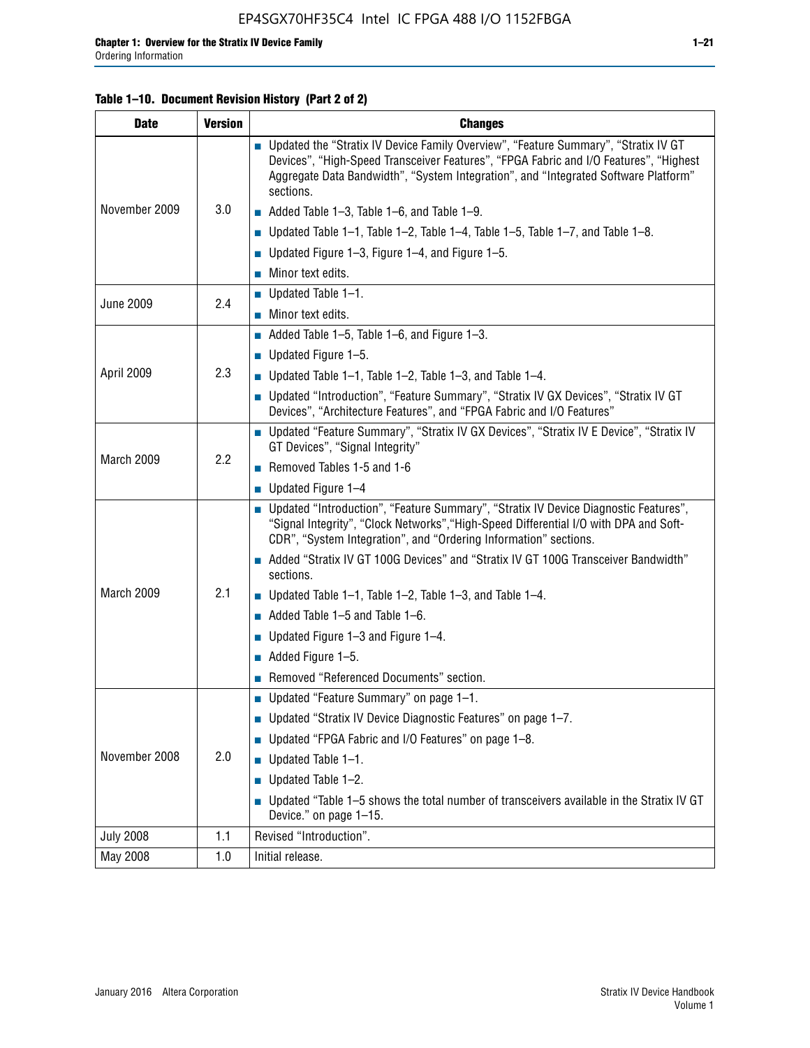Table 1–10. Document Revision History (Part 2 of 2)

| Date | Version | Changes |
|---|---|---|
| November 2009 | 3.0 | ■ Updated the "Stratix IV Device Family Overview", "Feature Summary", "Stratix IV GT Devices", "High-Speed Transceiver Features", "FPGA Fabric and I/O Features", "Highest Aggregate Data Bandwidth", "System Integration", and "Integrated Software Platform" sections.<br>■ Added Table 1–3, Table 1–6, and Table 1–9.<br>■ Updated Table 1–1, Table 1–2, Table 1–4, Table 1–5, Table 1–7, and Table 1–8.<br>■ Updated Figure 1–3, Figure 1–4, and Figure 1–5.<br>■ Minor text edits. |
| June 2009 | 2.4 | ■ Updated Table 1–1.<br>■ Minor text edits. |
| April 2009 | 2.3 | ■ Added Table 1–5, Table 1–6, and Figure 1–3.<br>■ Updated Figure 1–5.<br>■ Updated Table 1–1, Table 1–2, Table 1–3, and Table 1–4.<br>■ Updated "Introduction", "Feature Summary", "Stratix IV GX Devices", "Stratix IV GT Devices", "Architecture Features", and "FPGA Fabric and I/O Features" |
| March 2009 | 2.2 | ■ Updated "Feature Summary", "Stratix IV GX Devices", "Stratix IV E Device", "Stratix IV GT Devices", "Signal Integrity"<br>■ Removed Tables 1-5 and 1-6<br>■ Updated Figure 1–4 |
| March 2009 | 2.1 | ■ Updated "Introduction", "Feature Summary", "Stratix IV Device Diagnostic Features", "Signal Integrity", "Clock Networks","High-Speed Differential I/O with DPA and Soft-CDR", "System Integration", and "Ordering Information" sections.<br>■ Added "Stratix IV GT 100G Devices" and "Stratix IV GT 100G Transceiver Bandwidth" sections.<br>■ Updated Table 1–1, Table 1–2, Table 1–3, and Table 1–4.<br>■ Added Table 1–5 and Table 1–6.<br>■ Updated Figure 1–3 and Figure 1–4.<br>■ Added Figure 1–5.<br>■ Removed "Referenced Documents" section. |
| November 2008 | 2.0 | ■ Updated "Feature Summary" on page 1–1.<br>■ Updated "Stratix IV Device Diagnostic Features" on page 1–7.<br>■ Updated "FPGA Fabric and I/O Features" on page 1–8.<br>■ Updated Table 1–1.<br>■ Updated Table 1–2.<br>■ Updated "Table 1–5 shows the total number of transceivers available in the Stratix IV GT Device." on page 1–15. |
| July 2008 | 1.1 | Revised "Introduction". |
| May 2008 | 1.0 | Initial release. |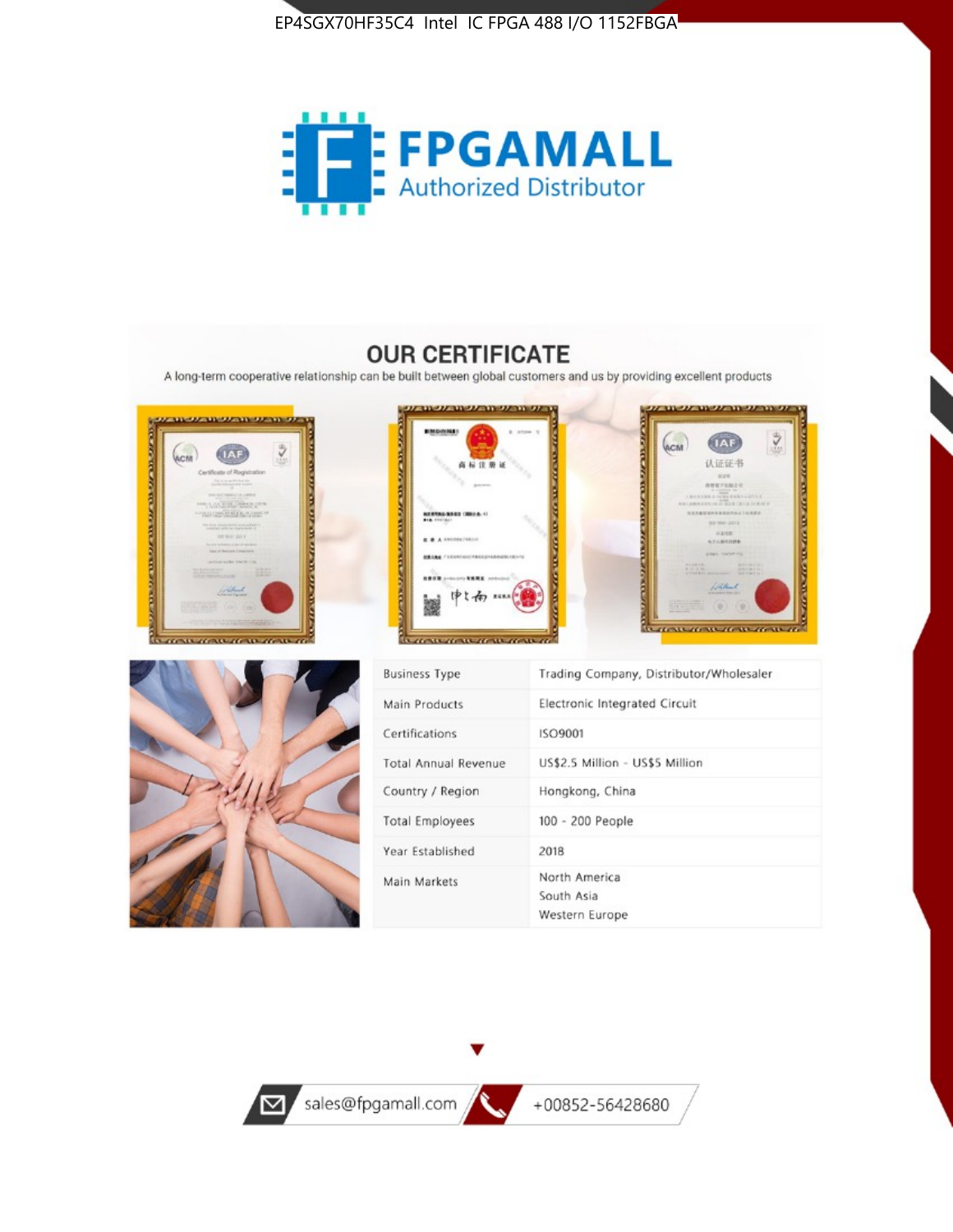FPGAMALL
Authorized Distributor

## OUR CERTIFICATE

A long-term cooperative relationship can be built between global customers and us by providing excellent products

| | |
|---|---|
| Business Type | Trading Company, Distributor/Wholesaler |
| Main Products | Electronic Integrated Circuit |
| Certifications | ISO9001 |
| Total Annual Revenue | US$2.5 Million - US$5 Million |
| Country / Region | Hongkong, China |
| Total Employees | 100 - 200 People |
| Year Established | 2018 |
| Main Markets | North America<br>South Asia<br>Western Europe |

sales@fpgamall.com

+00852-56428680